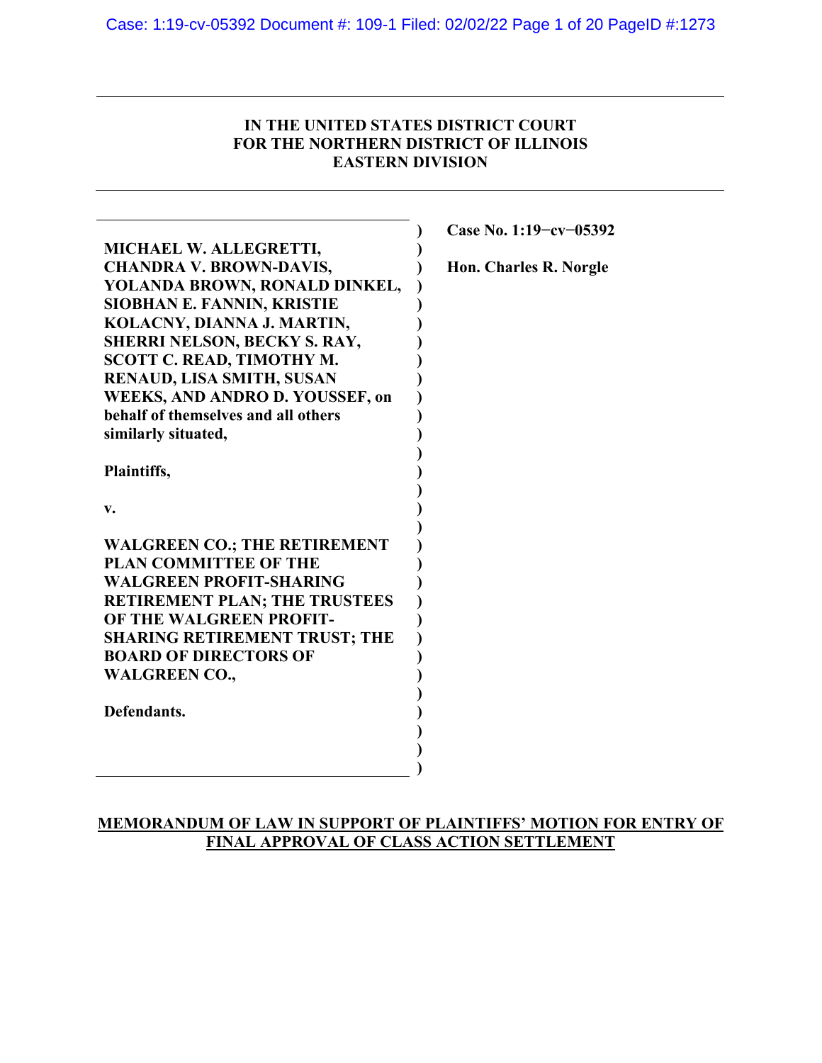# IN THE UNITED STATES DISTRICT COURT
# FOR THE NORTHERN DISTRICT OF ILLINOIS
# EASTERN DIVISION

**MICHAEL W. ALLEGRETTI, CHANDRA V. BROWN-DAVIS, YOLANDA BROWN, RONALD DINKEL, SIOBHAN E. FANNIN, KRISTIE KOLACNY, DIANNA J. MARTIN, SHERRI NELSON, BECKY S. RAY, SCOTT C. READ, TIMOTHY M. RENAUD, LISA SMITH, SUSAN WEEKS, AND ANDRO D. YOUSSEF, on behalf of themselves and all others similarly situated,**

**Plaintiffs,**

**v.**

**WALGREEN CO.; THE RETIREMENT PLAN COMMITTEE OF THE WALGREEN PROFIT-SHARING RETIREMENT PLAN; THE TRUSTEES OF THE WALGREEN PROFIT-SHARING RETIREMENT TRUST; THE BOARD OF DIRECTORS OF WALGREEN CO.,**

**Defendants.**

**Case No. 1:19−cv−05392**

**Hon. Charles R. Norgle**

## MEMORANDUM OF LAW IN SUPPORT OF PLAINTIFFS' MOTION FOR ENTRY OF FINAL APPROVAL OF CLASS ACTION SETTLEMENT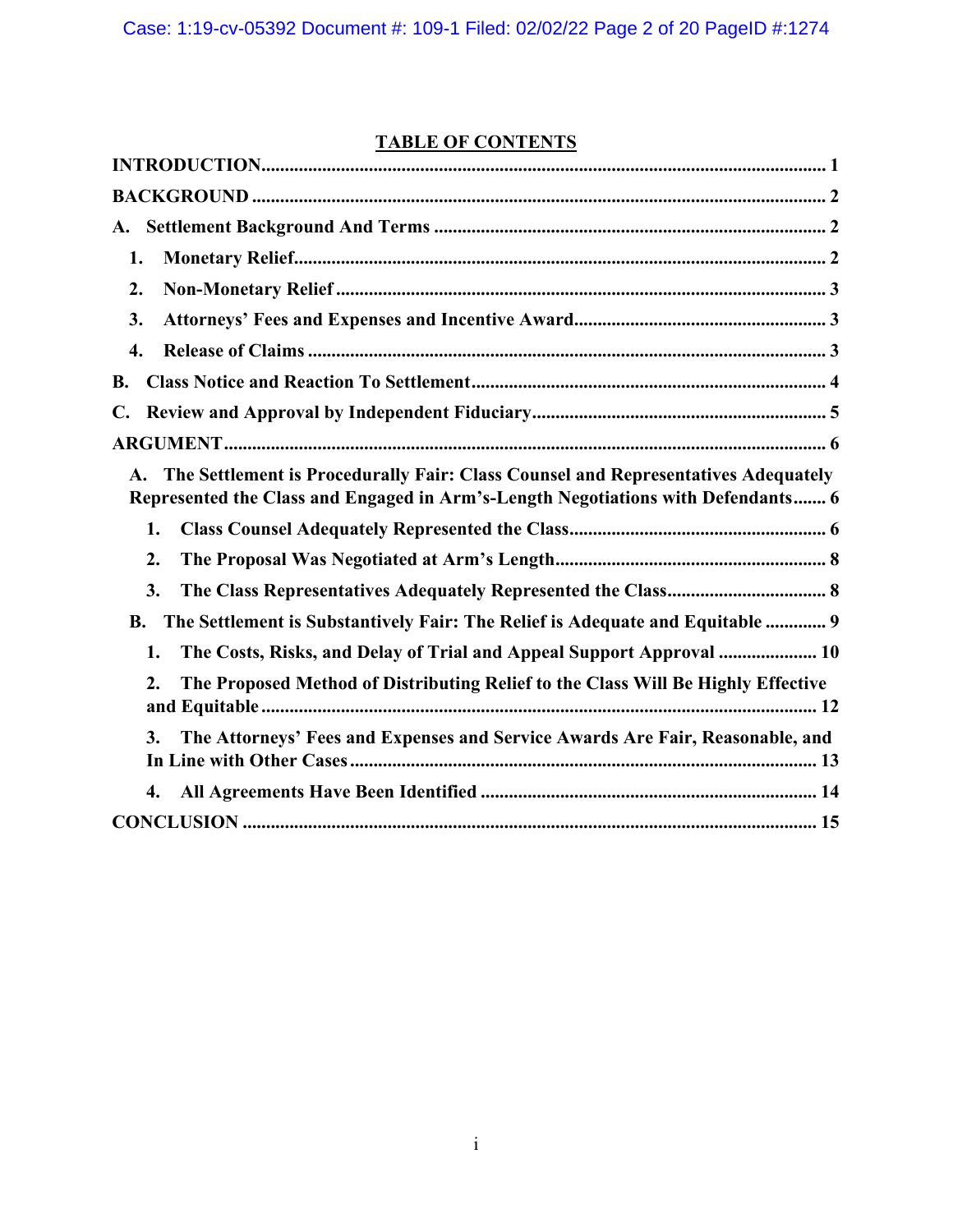# TABLE OF CONTENTS

INTRODUCTION ........................................................................................................................ 1

BACKGROUND ......................................................................................................................... 2

A. Settlement Background And Terms .................................................................................... 2

1. Monetary Relief.................................................................................................................. 2

2. Non-Monetary Relief ......................................................................................................... 3

3. Attorneys' Fees and Expenses and Incentive Award...................................................... 3

4. Release of Claims ............................................................................................................... 3

B. Class Notice and Reaction To Settlement............................................................................ 4

C. Review and Approval by Independent Fiduciary............................................................... 5

ARGUMENT................................................................................................................................ 6

A. The Settlement is Procedurally Fair: Class Counsel and Representatives Adequately Represented the Class and Engaged in Arm's-Length Negotiations with Defendants....... 6

1. Class Counsel Adequately Represented the Class....................................................... 6

2. The Proposal Was Negotiated at Arm's Length.......................................................... 8

3. The Class Representatives Adequately Represented the Class.................................. 8

B. The Settlement is Substantively Fair: The Relief is Adequate and Equitable ............. 9

1. The Costs, Risks, and Delay of Trial and Appeal Support Approval ..................... 10

2. The Proposed Method of Distributing Relief to the Class Will Be Highly Effective and Equitable ...................................................................................................... 12

3. The Attorneys' Fees and Expenses and Service Awards Are Fair, Reasonable, and In Line with Other Cases ................................................................................................... 13

4. All Agreements Have Been Identified ....................................................................... 14

CONCLUSION .......................................................................................................................... 15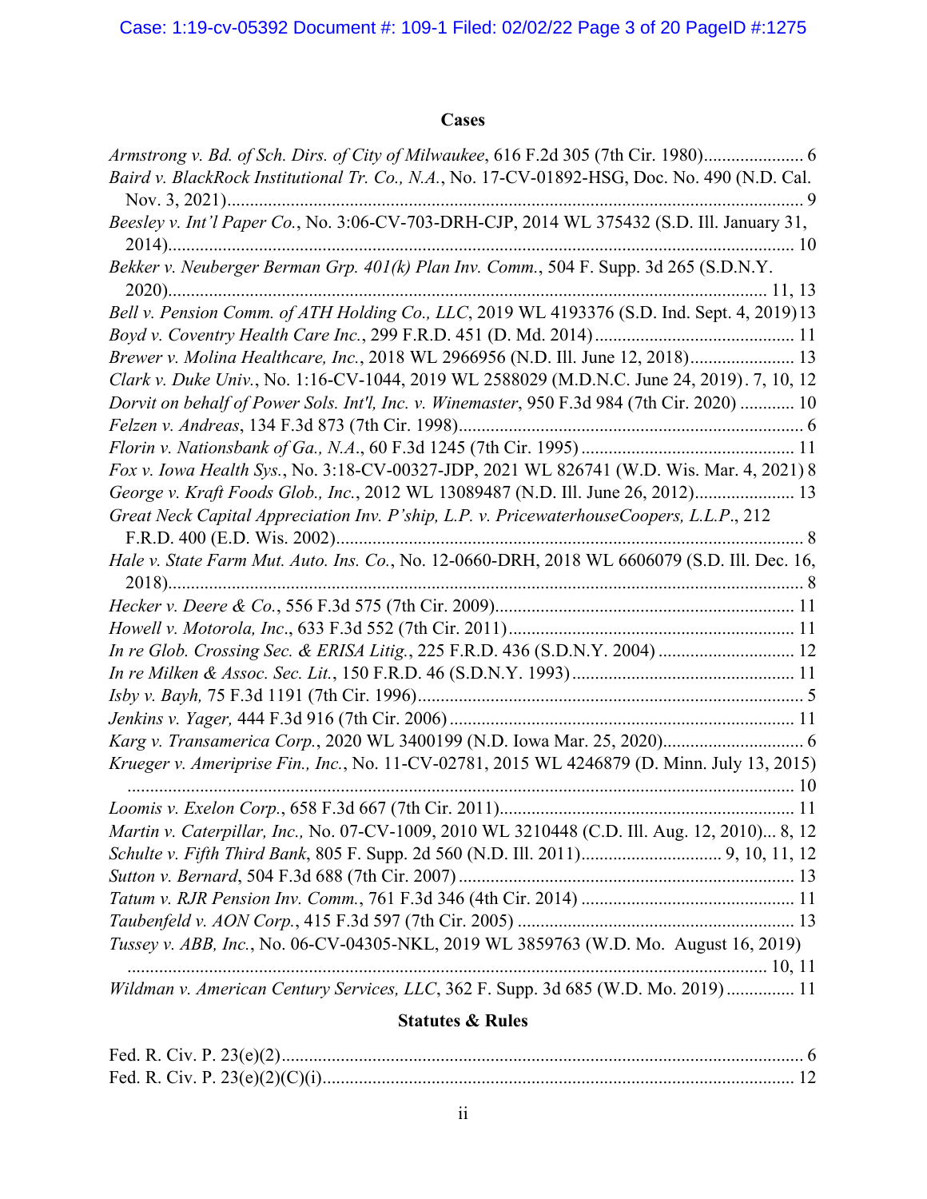## Cases

*Armstrong v. Bd. of Sch. Dirs. of City of Milwaukee*, 616 F.2d 305 (7th Cir. 1980)...................... 6

*Baird v. BlackRock Institutional Tr. Co., N.A.*, No. 17-CV-01892-HSG, Doc. No. 490 (N.D. Cal. Nov. 3, 2021)........................................................................................................................... 9

*Beesley v. Int'l Paper Co.*, No. 3:06-CV-703-DRH-CJP, 2014 WL 375432 (S.D. Ill. January 31, 2014)........................................................................................................................................ 10

*Bekker v. Neuberger Berman Grp. 401(k) Plan Inv. Comm.*, 504 F. Supp. 3d 265 (S.D.N.Y. 2020)................................................................................................................................. 11, 13

*Bell v. Pension Comm. of ATH Holding Co., LLC*, 2019 WL 4193376 (S.D. Ind. Sept. 4, 2019) 13

*Boyd v. Coventry Health Care Inc.*, 299 F.R.D. 451 (D. Md. 2014)........................................... 11

*Brewer v. Molina Healthcare, Inc.*, 2018 WL 2966956 (N.D. Ill. June 12, 2018)....................... 13

*Clark v. Duke Univ.*, No. 1:16-CV-1044, 2019 WL 2588029 (M.D.N.C. June 24, 2019). 7, 10, 12

*Dorvit on behalf of Power Sols. Int'l, Inc. v. Winemaster*, 950 F.3d 984 (7th Cir. 2020) ............ 10

*Felzen v. Andreas*, 134 F.3d 873 (7th Cir. 1998)........................................................................... 6

*Florin v. Nationsbank of Ga., N.A.*, 60 F.3d 1245 (7th Cir. 1995) ............................................... 11

*Fox v. Iowa Health Sys.*, No. 3:18-CV-00327-JDP, 2021 WL 826741 (W.D. Wis. Mar. 4, 2021) 8

*George v. Kraft Foods Glob., Inc.*, 2012 WL 13089487 (N.D. Ill. June 26, 2012)...................... 13

*Great Neck Capital Appreciation Inv. P'ship, L.P. v. PricewaterhouseCoopers, L.L.P.*, 212 F.R.D. 400 (E.D. Wis. 2002)...................................................................................................... 8

*Hale v. State Farm Mut. Auto. Ins. Co.*, No. 12-0660-DRH, 2018 WL 6606079 (S.D. Ill. Dec. 16, 2018)........................................................................................................................................... 8

*Hecker v. Deere & Co.*, 556 F.3d 575 (7th Cir. 2009).................................................................. 11

*Howell v. Motorola, Inc*., 633 F.3d 552 (7th Cir. 2011)............................................................... 11

*In re Glob. Crossing Sec. & ERISA Litig.*, 225 F.R.D. 436 (S.D.N.Y. 2004) .............................. 12

*In re Milken & Assoc. Sec. Lit.*, 150 F.R.D. 46 (S.D.N.Y. 1993)................................................. 11

*Isby v. Bayh,* 75 F.3d 1191 (7th Cir. 1996)..................................................................................... 5

*Jenkins v. Yager,* 444 F.3d 916 (7th Cir. 2006)............................................................................ 11

*Karg v. Transamerica Corp.*, 2020 WL 3400199 (N.D. Iowa Mar. 25, 2020)............................... 6

*Krueger v. Ameriprise Fin., Inc.*, No. 11-CV-02781, 2015 WL 4246879 (D. Minn. July 13, 2015) ......................................................................................................................................... 10

*Loomis v. Exelon Corp.*, 658 F.3d 667 (7th Cir. 2011)................................................................. 11

*Martin v. Caterpillar, Inc.,* No. 07-CV-1009, 2010 WL 3210448 (C.D. Ill. Aug. 12, 2010)... 8, 12

*Schulte v. Fifth Third Bank*, 805 F. Supp. 2d 560 (N.D. Ill. 2011)............................... 9, 10, 11, 12

*Sutton v. Bernard*, 504 F.3d 688 (7th Cir. 2007).......................................................................... 13

*Tatum v. RJR Pension Inv. Comm.*, 761 F.3d 346 (4th Cir. 2014) ............................................... 11

*Taubenfeld v. AON Corp.*, 415 F.3d 597 (7th Cir. 2005) ............................................................. 13

*Tussey v. ABB, Inc.*, No. 06-CV-04305-NKL, 2019 WL 3859763 (W.D. Mo. August 16, 2019) ............................................................................................................................................ 10, 11

*Wildman v. American Century Services, LLC*, 362 F. Supp. 3d 685 (W.D. Mo. 2019)............... 11

## Statutes & Rules

Fed. R. Civ. P. 23(e)(2).................................................................................................................... 6

Fed. R. Civ. P. 23(e)(2)(C)(i)......................................................................................................... 12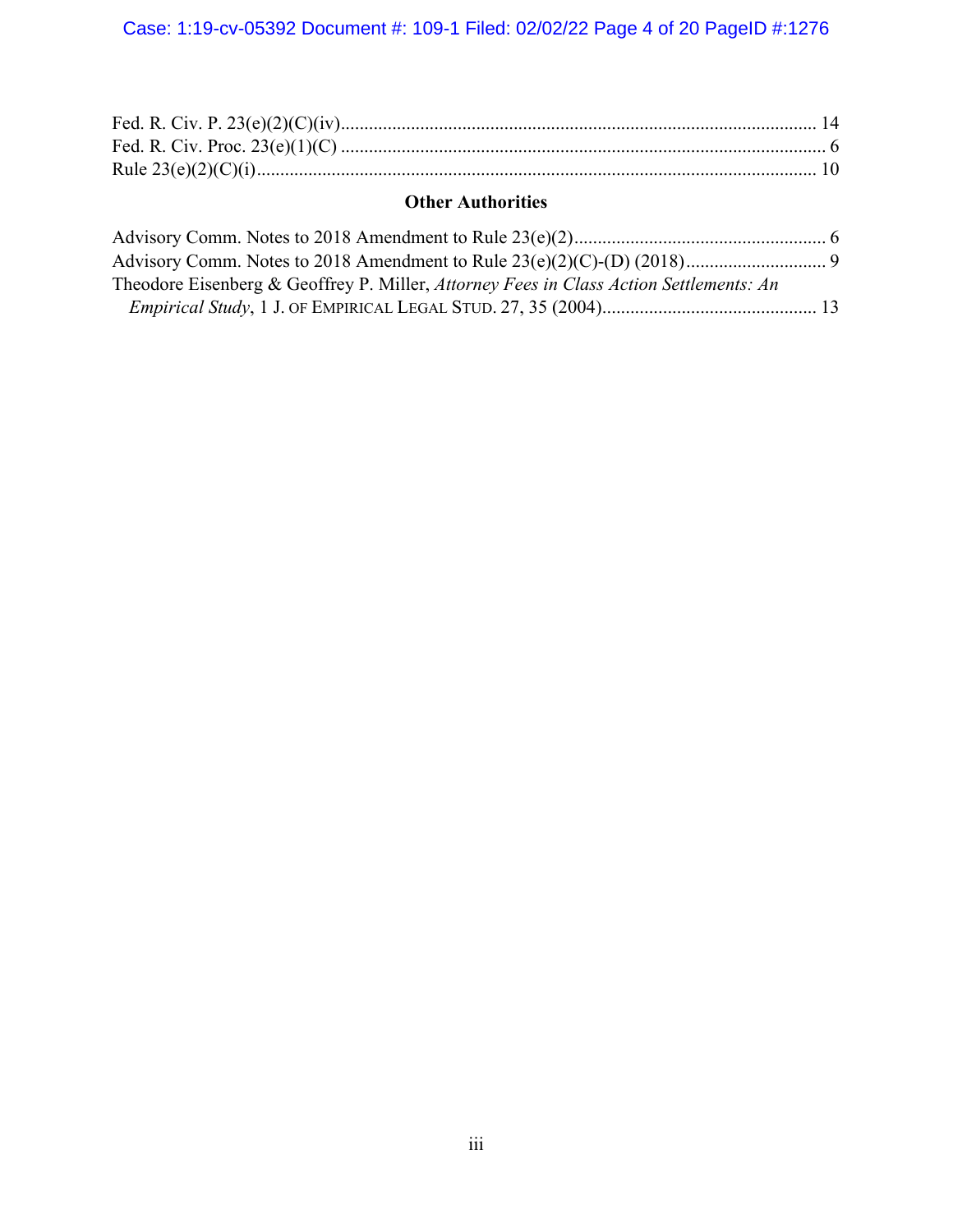Fed. R. Civ. P. 23(e)(2)(C)(iv).................................................................................................... 14
Fed. R. Civ. Proc. 23(e)(1)(C) ...................................................................................................... 6
Rule 23(e)(2)(C)(i)...................................................................................................................... 10

### Other Authorities

Advisory Comm. Notes to 2018 Amendment to Rule 23(e)(2)...................................................... 6
Advisory Comm. Notes to 2018 Amendment to Rule 23(e)(2)(C)-(D) (2018).............................. 9
Theodore Eisenberg & Geoffrey P. Miller, *Attorney Fees in Class Action Settlements: An Empirical Study*, 1 J. OF EMPIRICAL LEGAL STUD. 27, 35 (2004)............................................. 13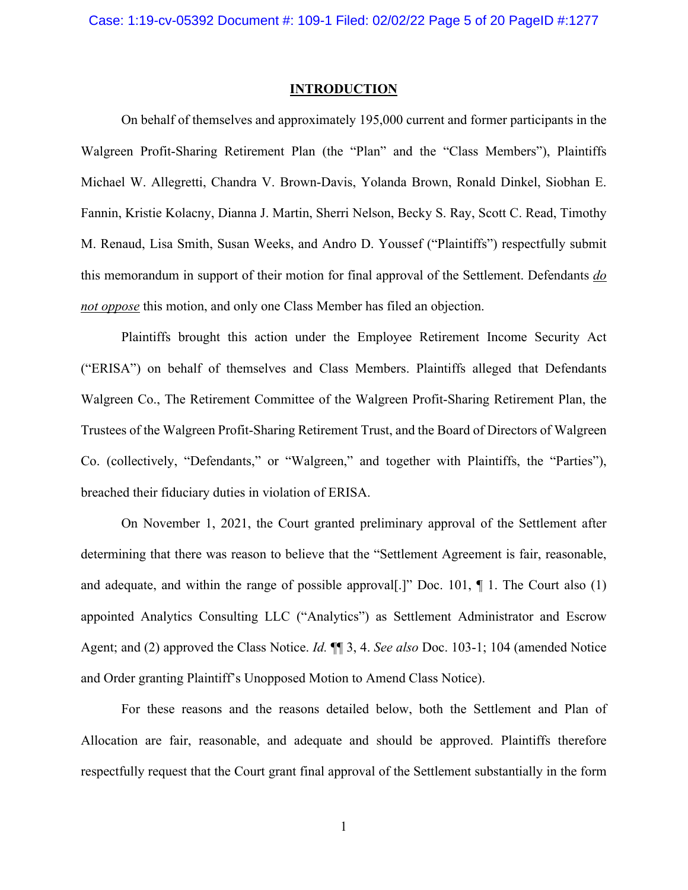## INTRODUCTION

On behalf of themselves and approximately 195,000 current and former participants in the Walgreen Profit-Sharing Retirement Plan (the "Plan" and the "Class Members"), Plaintiffs Michael W. Allegretti, Chandra V. Brown-Davis, Yolanda Brown, Ronald Dinkel, Siobhan E. Fannin, Kristie Kolacny, Dianna J. Martin, Sherri Nelson, Becky S. Ray, Scott C. Read, Timothy M. Renaud, Lisa Smith, Susan Weeks, and Andro D. Youssef ("Plaintiffs") respectfully submit this memorandum in support of their motion for final approval of the Settlement. Defendants ***do not oppose*** this motion, and only one Class Member has filed an objection.

Plaintiffs brought this action under the Employee Retirement Income Security Act ("ERISA") on behalf of themselves and Class Members. Plaintiffs alleged that Defendants Walgreen Co., The Retirement Committee of the Walgreen Profit-Sharing Retirement Plan, the Trustees of the Walgreen Profit-Sharing Retirement Trust, and the Board of Directors of Walgreen Co. (collectively, "Defendants," or "Walgreen," and together with Plaintiffs, the "Parties"), breached their fiduciary duties in violation of ERISA.

On November 1, 2021, the Court granted preliminary approval of the Settlement after determining that there was reason to believe that the "Settlement Agreement is fair, reasonable, and adequate, and within the range of possible approval[.]" Doc. 101, ¶ 1. The Court also (1) appointed Analytics Consulting LLC ("Analytics") as Settlement Administrator and Escrow Agent; and (2) approved the Class Notice. *Id.* ¶¶ 3, 4. *See also* Doc. 103-1; 104 (amended Notice and Order granting Plaintiff's Unopposed Motion to Amend Class Notice).

For these reasons and the reasons detailed below, both the Settlement and Plan of Allocation are fair, reasonable, and adequate and should be approved. Plaintiffs therefore respectfully request that the Court grant final approval of the Settlement substantially in the form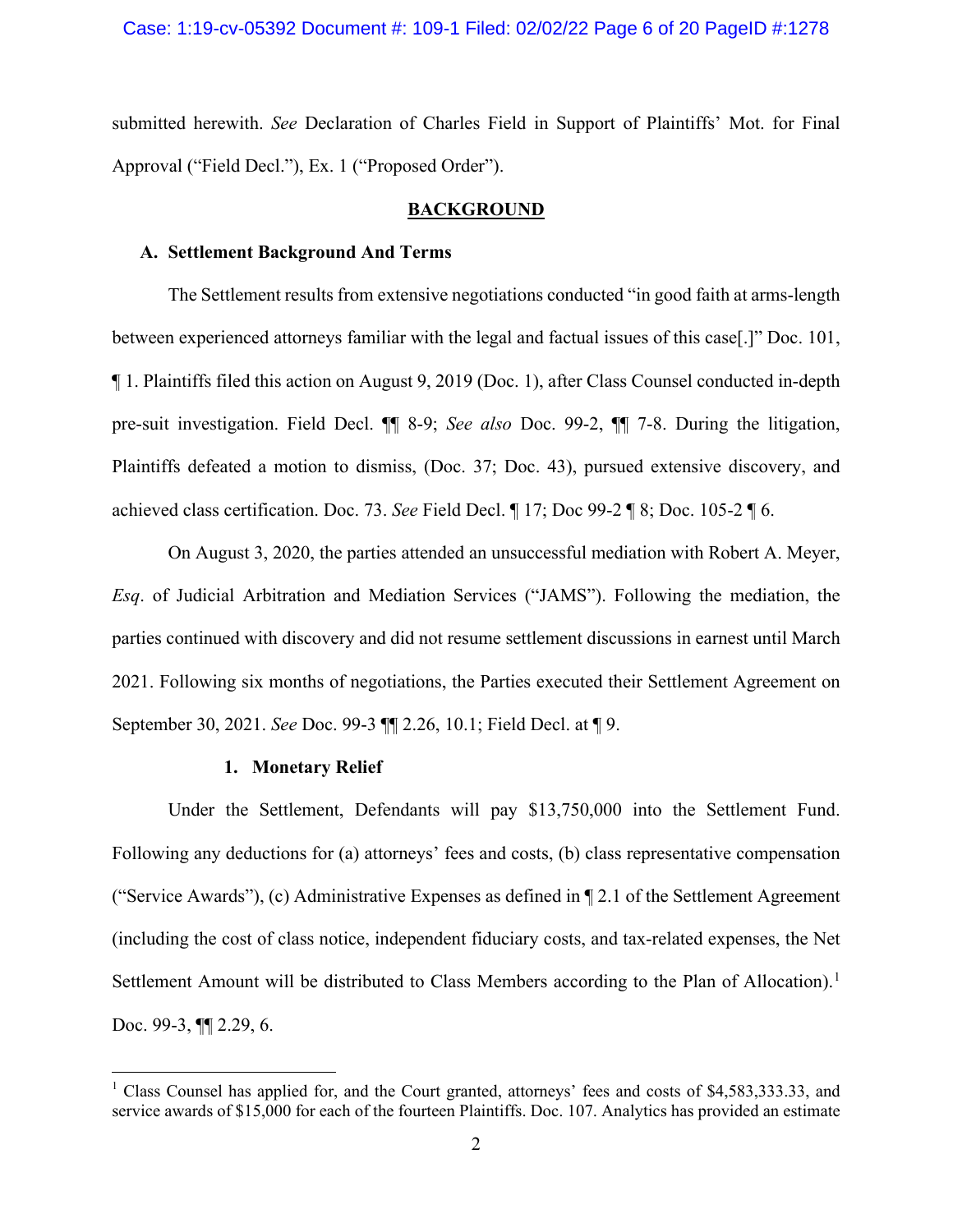submitted herewith. *See* Declaration of Charles Field in Support of Plaintiffs' Mot. for Final Approval ("Field Decl."), Ex. 1 ("Proposed Order").

## BACKGROUND

### A. Settlement Background And Terms

The Settlement results from extensive negotiations conducted "in good faith at arms-length between experienced attorneys familiar with the legal and factual issues of this case[.]" Doc. 101, ¶ 1. Plaintiffs filed this action on August 9, 2019 (Doc. 1), after Class Counsel conducted in-depth pre-suit investigation. Field Decl. ¶¶ 8-9; *See also* Doc. 99-2, ¶¶ 7-8. During the litigation, Plaintiffs defeated a motion to dismiss, (Doc. 37; Doc. 43), pursued extensive discovery, and achieved class certification. Doc. 73. *See* Field Decl. ¶ 17; Doc 99-2 ¶ 8; Doc. 105-2 ¶ 6.

On August 3, 2020, the parties attended an unsuccessful mediation with Robert A. Meyer, *Esq*. of Judicial Arbitration and Mediation Services ("JAMS"). Following the mediation, the parties continued with discovery and did not resume settlement discussions in earnest until March 2021. Following six months of negotiations, the Parties executed their Settlement Agreement on September 30, 2021. *See* Doc. 99-3 ¶¶ 2.26, 10.1; Field Decl. at ¶ 9.

#### 1. Monetary Relief

Under the Settlement, Defendants will pay $13,750,000 into the Settlement Fund. Following any deductions for (a) attorneys' fees and costs, (b) class representative compensation ("Service Awards"), (c) Administrative Expenses as defined in ¶ 2.1 of the Settlement Agreement (including the cost of class notice, independent fiduciary costs, and tax-related expenses, the Net Settlement Amount will be distributed to Class Members according to the Plan of Allocation).[1] Doc. 99-3, ¶¶ 2.29, 6.

---

[1] Class Counsel has applied for, and the Court granted, attorneys' fees and costs of $4,583,333.33, and service awards of $15,000 for each of the fourteen Plaintiffs. Doc. 107. Analytics has provided an estimate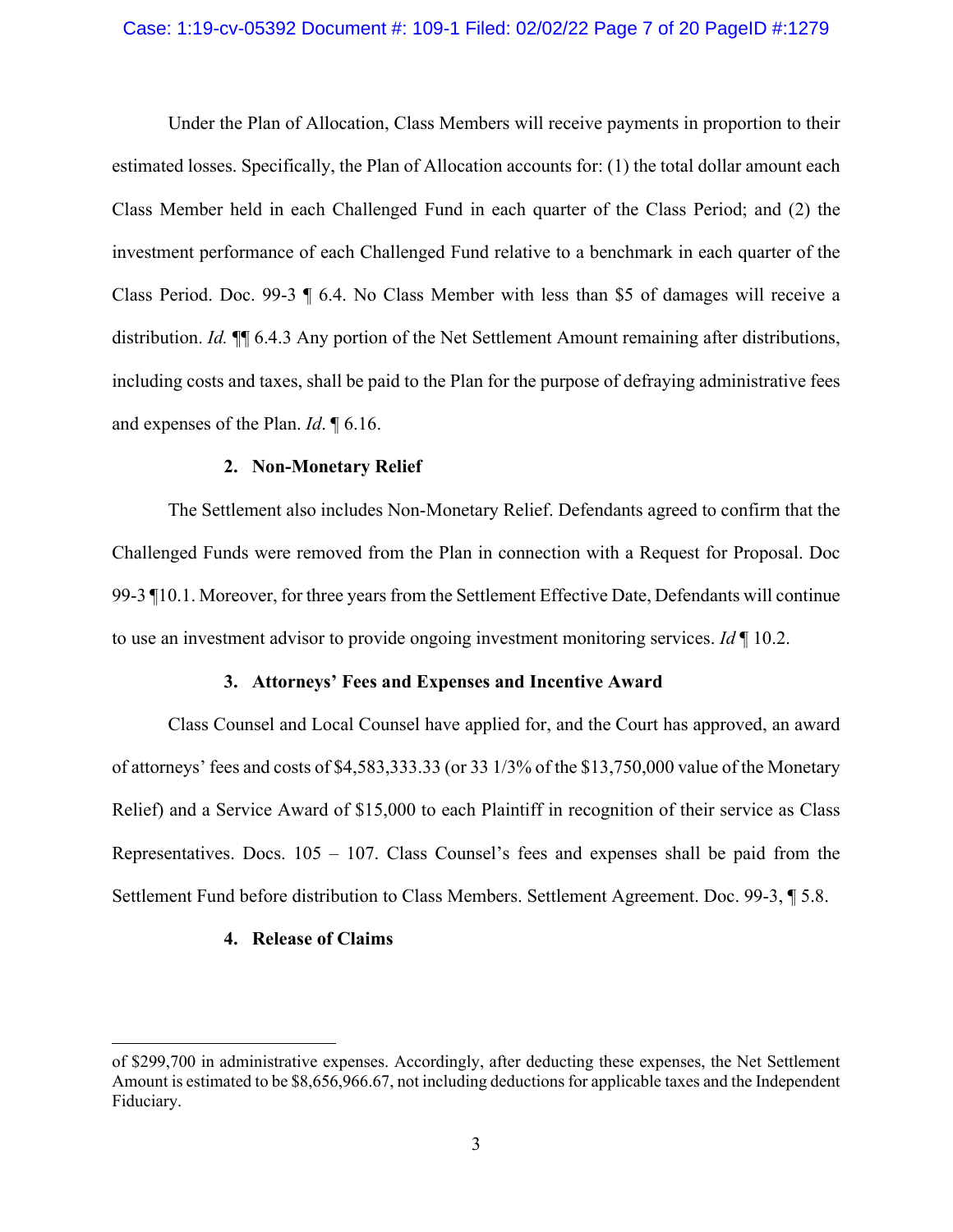Under the Plan of Allocation, Class Members will receive payments in proportion to their estimated losses. Specifically, the Plan of Allocation accounts for: (1) the total dollar amount each Class Member held in each Challenged Fund in each quarter of the Class Period; and (2) the investment performance of each Challenged Fund relative to a benchmark in each quarter of the Class Period. Doc. 99-3 ¶ 6.4. No Class Member with less than $5 of damages will receive a distribution. *Id.* ¶¶ 6.4.3 Any portion of the Net Settlement Amount remaining after distributions, including costs and taxes, shall be paid to the Plan for the purpose of defraying administrative fees and expenses of the Plan. *Id*. ¶ 6.16.

**2. Non-Monetary Relief**

The Settlement also includes Non-Monetary Relief. Defendants agreed to confirm that the Challenged Funds were removed from the Plan in connection with a Request for Proposal. Doc 99-3 ¶10.1. Moreover, for three years from the Settlement Effective Date, Defendants will continue to use an investment advisor to provide ongoing investment monitoring services. *Id* ¶ 10.2.

**3. Attorneys' Fees and Expenses and Incentive Award**

Class Counsel and Local Counsel have applied for, and the Court has approved, an award of attorneys' fees and costs of $4,583,333.33 (or 33 1/3% of the $13,750,000 value of the Monetary Relief) and a Service Award of $15,000 to each Plaintiff in recognition of their service as Class Representatives. Docs. 105 – 107. Class Counsel's fees and expenses shall be paid from the Settlement Fund before distribution to Class Members. Settlement Agreement. Doc. 99-3, ¶ 5.8.

**4. Release of Claims**

---

of $299,700 in administrative expenses. Accordingly, after deducting these expenses, the Net Settlement Amount is estimated to be $8,656,966.67, not including deductions for applicable taxes and the Independent Fiduciary.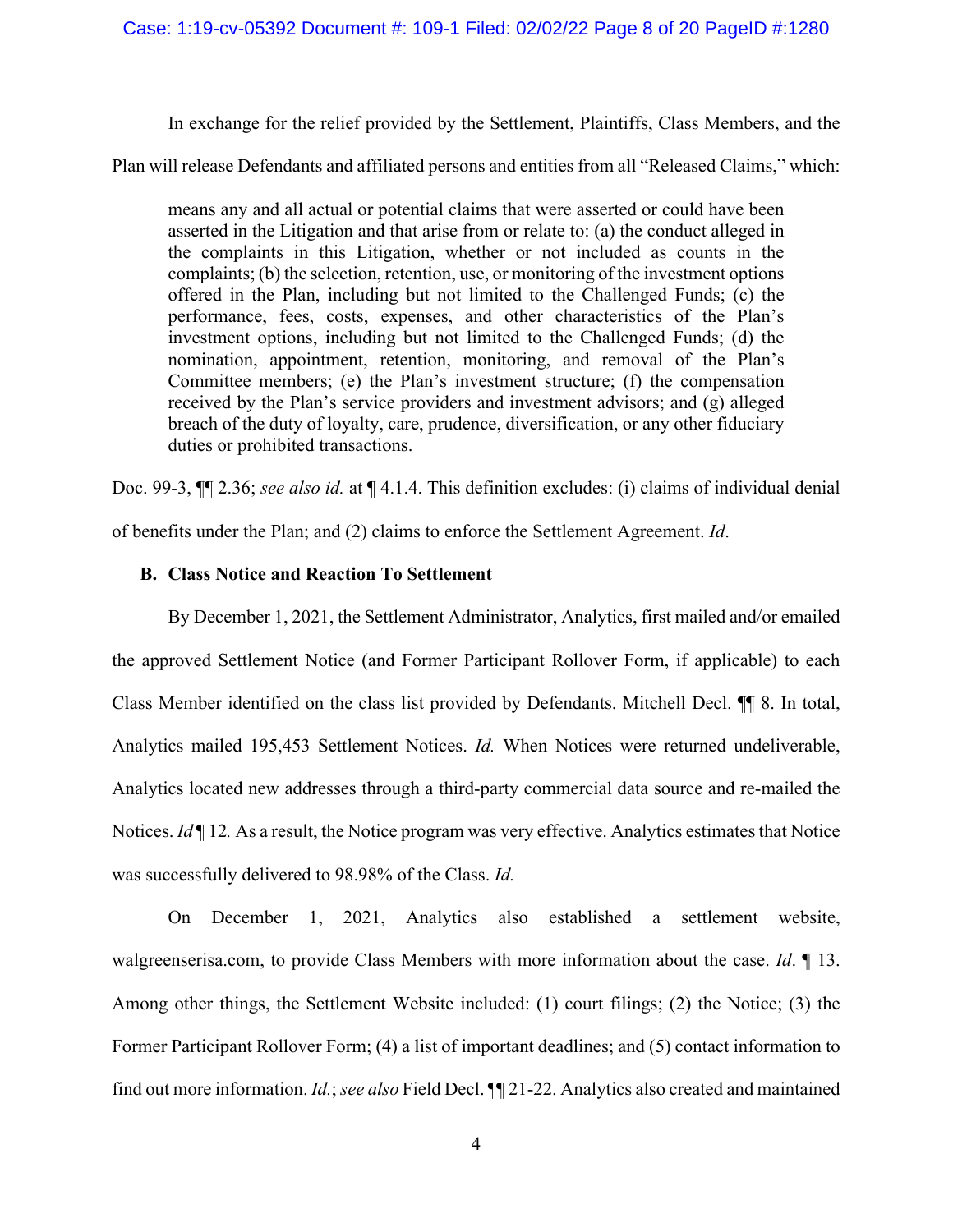In exchange for the relief provided by the Settlement, Plaintiffs, Class Members, and the Plan will release Defendants and affiliated persons and entities from all "Released Claims," which:

> means any and all actual or potential claims that were asserted or could have been asserted in the Litigation and that arise from or relate to: (a) the conduct alleged in the complaints in this Litigation, whether or not included as counts in the complaints; (b) the selection, retention, use, or monitoring of the investment options offered in the Plan, including but not limited to the Challenged Funds; (c) the performance, fees, costs, expenses, and other characteristics of the Plan's investment options, including but not limited to the Challenged Funds; (d) the nomination, appointment, retention, monitoring, and removal of the Plan's Committee members; (e) the Plan's investment structure; (f) the compensation received by the Plan's service providers and investment advisors; and (g) alleged breach of the duty of loyalty, care, prudence, diversification, or any other fiduciary duties or prohibited transactions.

Doc. 99-3, ¶¶ 2.36; *see also id.* at ¶ 4.1.4. This definition excludes: (i) claims of individual denial of benefits under the Plan; and (2) claims to enforce the Settlement Agreement. *Id*.

**B. Class Notice and Reaction To Settlement**

By December 1, 2021, the Settlement Administrator, Analytics, first mailed and/or emailed the approved Settlement Notice (and Former Participant Rollover Form, if applicable) to each Class Member identified on the class list provided by Defendants. Mitchell Decl. ¶¶ 8. In total, Analytics mailed 195,453 Settlement Notices. *Id.* When Notices were returned undeliverable, Analytics located new addresses through a third-party commercial data source and re-mailed the Notices. *Id* ¶ 12. As a result, the Notice program was very effective. Analytics estimates that Notice was successfully delivered to 98.98% of the Class. *Id.*

On December 1, 2021, Analytics also established a settlement website, walgreenserisa.com, to provide Class Members with more information about the case. *Id*. ¶ 13. Among other things, the Settlement Website included: (1) court filings; (2) the Notice; (3) the Former Participant Rollover Form; (4) a list of important deadlines; and (5) contact information to find out more information. *Id.*; *see also* Field Decl. ¶¶ 21-22. Analytics also created and maintained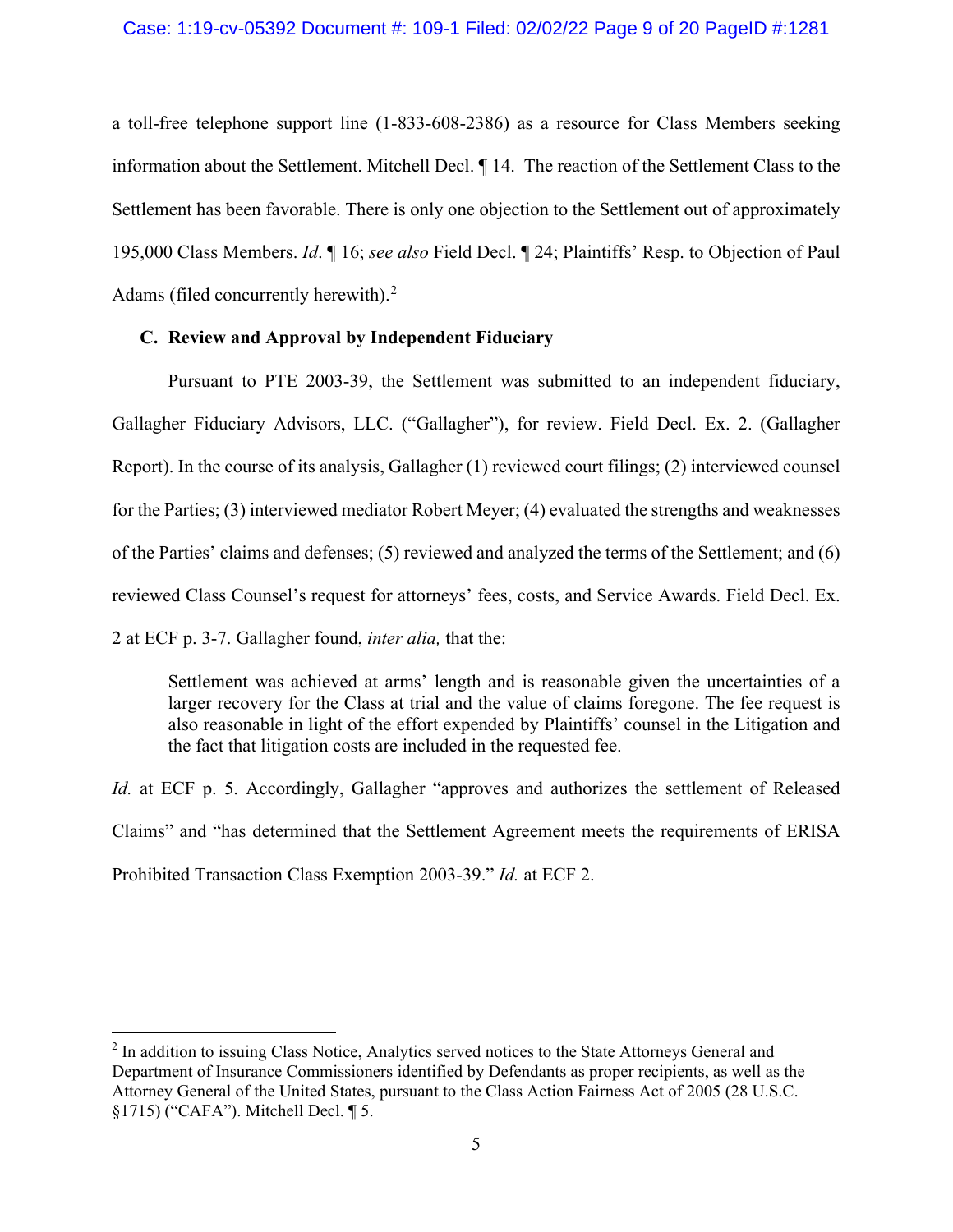a toll-free telephone support line (1-833-608-2386) as a resource for Class Members seeking information about the Settlement. Mitchell Decl. ¶ 14. The reaction of the Settlement Class to the Settlement has been favorable. There is only one objection to the Settlement out of approximately 195,000 Class Members. *Id*. ¶ 16; *see also* Field Decl. ¶ 24; Plaintiffs' Resp. to Objection of Paul Adams (filed concurrently herewith).[2]

### C. Review and Approval by Independent Fiduciary

Pursuant to PTE 2003-39, the Settlement was submitted to an independent fiduciary, Gallagher Fiduciary Advisors, LLC. ("Gallagher"), for review. Field Decl. Ex. 2. (Gallagher Report). In the course of its analysis, Gallagher (1) reviewed court filings; (2) interviewed counsel for the Parties; (3) interviewed mediator Robert Meyer; (4) evaluated the strengths and weaknesses of the Parties' claims and defenses; (5) reviewed and analyzed the terms of the Settlement; and (6) reviewed Class Counsel's request for attorneys' fees, costs, and Service Awards. Field Decl. Ex. 2 at ECF p. 3-7. Gallagher found, *inter alia,* that the:

> Settlement was achieved at arms' length and is reasonable given the uncertainties of a larger recovery for the Class at trial and the value of claims foregone. The fee request is also reasonable in light of the effort expended by Plaintiffs' counsel in the Litigation and the fact that litigation costs are included in the requested fee.

*Id.* at ECF p. 5. Accordingly, Gallagher "approves and authorizes the settlement of Released Claims" and "has determined that the Settlement Agreement meets the requirements of ERISA Prohibited Transaction Class Exemption 2003-39." *Id.* at ECF 2.

---

[2] In addition to issuing Class Notice, Analytics served notices to the State Attorneys General and Department of Insurance Commissioners identified by Defendants as proper recipients, as well as the Attorney General of the United States, pursuant to the Class Action Fairness Act of 2005 (28 U.S.C. §1715) ("CAFA"). Mitchell Decl. ¶ 5.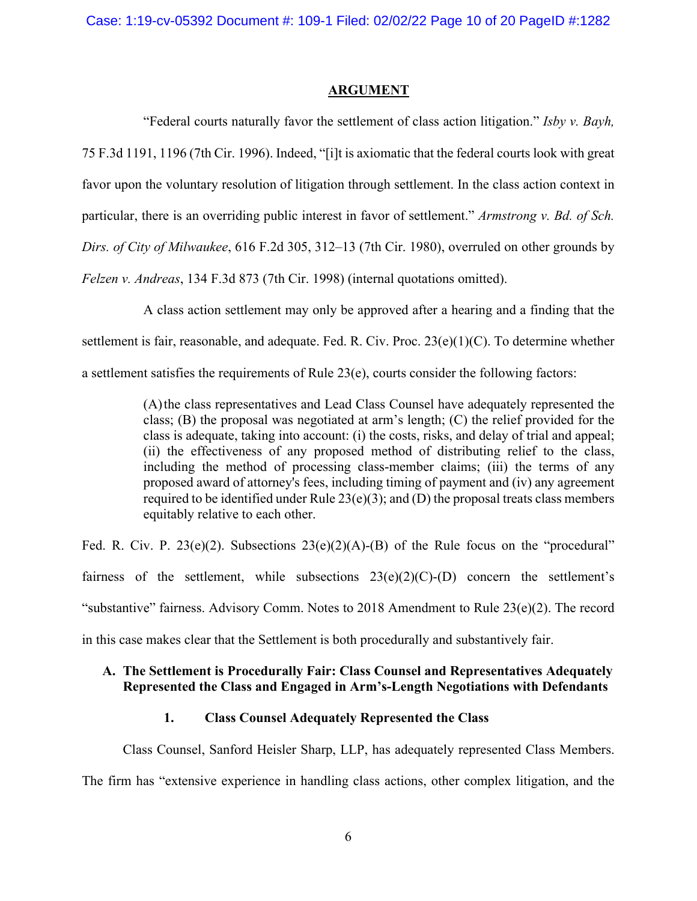## ARGUMENT

"Federal courts naturally favor the settlement of class action litigation." *Isby v. Bayh,* 75 F.3d 1191, 1196 (7th Cir. 1996). Indeed, "[i]t is axiomatic that the federal courts look with great favor upon the voluntary resolution of litigation through settlement. In the class action context in particular, there is an overriding public interest in favor of settlement." *Armstrong v. Bd. of Sch. Dirs. of City of Milwaukee*, 616 F.2d 305, 312–13 (7th Cir. 1980), overruled on other grounds by *Felzen v. Andreas*, 134 F.3d 873 (7th Cir. 1998) (internal quotations omitted).

A class action settlement may only be approved after a hearing and a finding that the settlement is fair, reasonable, and adequate. Fed. R. Civ. Proc. 23(e)(1)(C). To determine whether a settlement satisfies the requirements of Rule 23(e), courts consider the following factors:

> (A) the class representatives and Lead Class Counsel have adequately represented the class; (B) the proposal was negotiated at arm's length; (C) the relief provided for the class is adequate, taking into account: (i) the costs, risks, and delay of trial and appeal; (ii) the effectiveness of any proposed method of distributing relief to the class, including the method of processing class-member claims; (iii) the terms of any proposed award of attorney's fees, including timing of payment and (iv) any agreement required to be identified under Rule 23(e)(3); and (D) the proposal treats class members equitably relative to each other.

Fed. R. Civ. P. 23(e)(2). Subsections 23(e)(2)(A)-(B) of the Rule focus on the "procedural" fairness of the settlement, while subsections 23(e)(2)(C)-(D) concern the settlement's "substantive" fairness. Advisory Comm. Notes to 2018 Amendment to Rule 23(e)(2). The record in this case makes clear that the Settlement is both procedurally and substantively fair.

### A. The Settlement is Procedurally Fair: Class Counsel and Representatives Adequately Represented the Class and Engaged in Arm's-Length Negotiations with Defendants

#### 1. Class Counsel Adequately Represented the Class

Class Counsel, Sanford Heisler Sharp, LLP, has adequately represented Class Members. The firm has "extensive experience in handling class actions, other complex litigation, and the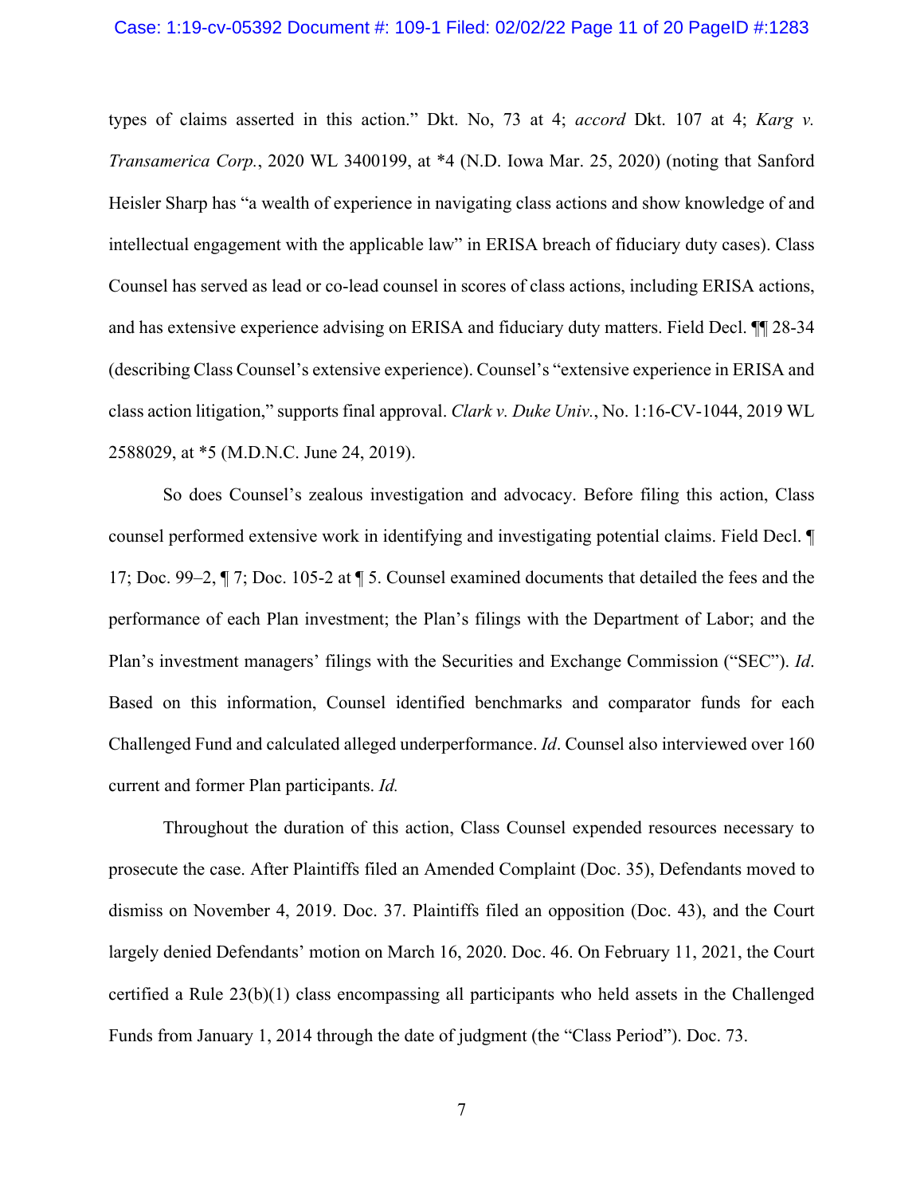types of claims asserted in this action." Dkt. No, 73 at 4; *accord* Dkt. 107 at 4; *Karg v. Transamerica Corp.*, 2020 WL 3400199, at *4 (N.D. Iowa Mar. 25, 2020) (noting that Sanford Heisler Sharp has "a wealth of experience in navigating class actions and show knowledge of and intellectual engagement with the applicable law" in ERISA breach of fiduciary duty cases). Class Counsel has served as lead or co-lead counsel in scores of class actions, including ERISA actions, and has extensive experience advising on ERISA and fiduciary duty matters. Field Decl. ¶¶ 28-34 (describing Class Counsel's extensive experience). Counsel's "extensive experience in ERISA and class action litigation," supports final approval. *Clark v. Duke Univ.*, No. 1:16-CV-1044, 2019 WL 2588029, at *5 (M.D.N.C. June 24, 2019).

So does Counsel's zealous investigation and advocacy. Before filing this action, Class counsel performed extensive work in identifying and investigating potential claims. Field Decl. ¶ 17; Doc. 99–2, ¶ 7; Doc. 105-2 at ¶ 5. Counsel examined documents that detailed the fees and the performance of each Plan investment; the Plan's filings with the Department of Labor; and the Plan's investment managers' filings with the Securities and Exchange Commission ("SEC"). *Id*. Based on this information, Counsel identified benchmarks and comparator funds for each Challenged Fund and calculated alleged underperformance. *Id*. Counsel also interviewed over 160 current and former Plan participants. *Id.*

Throughout the duration of this action, Class Counsel expended resources necessary to prosecute the case. After Plaintiffs filed an Amended Complaint (Doc. 35), Defendants moved to dismiss on November 4, 2019. Doc. 37. Plaintiffs filed an opposition (Doc. 43), and the Court largely denied Defendants' motion on March 16, 2020. Doc. 46. On February 11, 2021, the Court certified a Rule 23(b)(1) class encompassing all participants who held assets in the Challenged Funds from January 1, 2014 through the date of judgment (the "Class Period"). Doc. 73.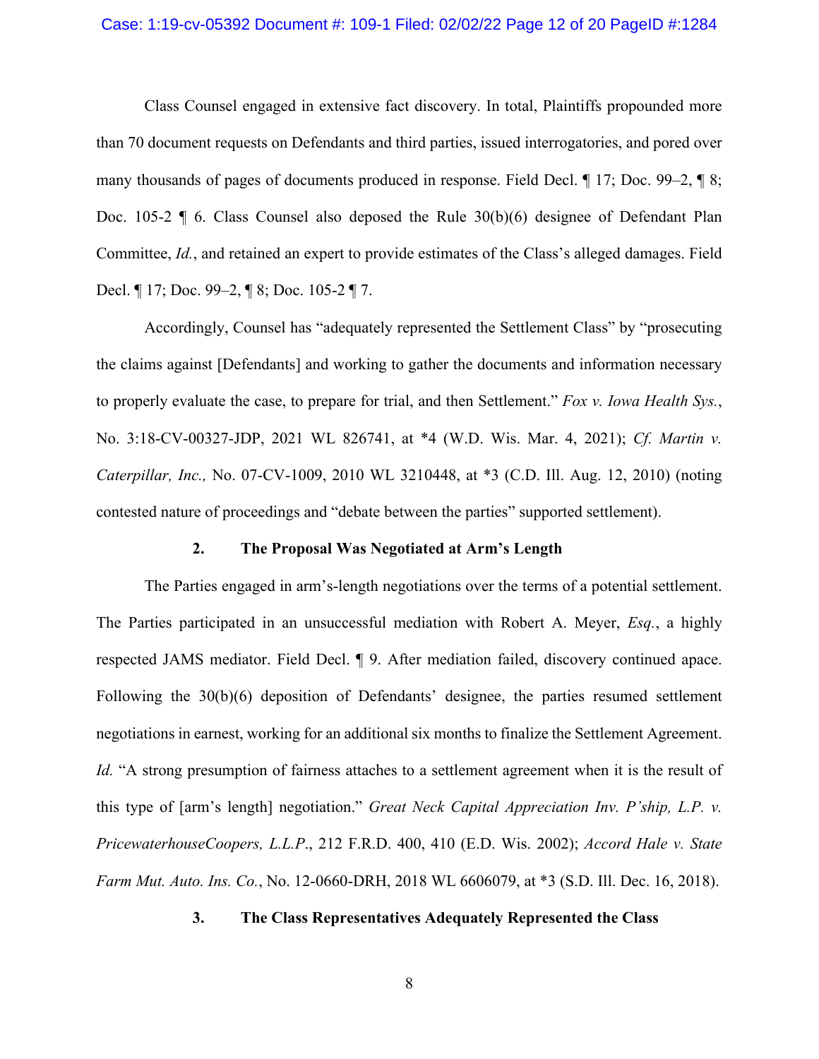Class Counsel engaged in extensive fact discovery. In total, Plaintiffs propounded more than 70 document requests on Defendants and third parties, issued interrogatories, and pored over many thousands of pages of documents produced in response. Field Decl. ¶ 17; Doc. 99–2, ¶ 8; Doc. 105-2 ¶ 6. Class Counsel also deposed the Rule 30(b)(6) designee of Defendant Plan Committee, *Id.*, and retained an expert to provide estimates of the Class's alleged damages. Field Decl. ¶ 17; Doc. 99–2, ¶ 8; Doc. 105-2 ¶ 7.

Accordingly, Counsel has "adequately represented the Settlement Class" by "prosecuting the claims against [Defendants] and working to gather the documents and information necessary to properly evaluate the case, to prepare for trial, and then Settlement." *Fox v. Iowa Health Sys.*, No. 3:18-CV-00327-JDP, 2021 WL 826741, at *4 (W.D. Wis. Mar. 4, 2021); *Cf. Martin v. Caterpillar, Inc.,* No. 07-CV-1009, 2010 WL 3210448, at *3 (C.D. Ill. Aug. 12, 2010) (noting contested nature of proceedings and "debate between the parties" supported settlement).

### 2. The Proposal Was Negotiated at Arm's Length

The Parties engaged in arm's-length negotiations over the terms of a potential settlement. The Parties participated in an unsuccessful mediation with Robert A. Meyer, *Esq.*, a highly respected JAMS mediator. Field Decl. ¶ 9. After mediation failed, discovery continued apace. Following the 30(b)(6) deposition of Defendants' designee, the parties resumed settlement negotiations in earnest, working for an additional six months to finalize the Settlement Agreement. *Id.* "A strong presumption of fairness attaches to a settlement agreement when it is the result of this type of [arm's length] negotiation." *Great Neck Capital Appreciation Inv. P'ship, L.P. v. PricewaterhouseCoopers, L.L.P.*, 212 F.R.D. 400, 410 (E.D. Wis. 2002); *Accord Hale v. State Farm Mut. Auto. Ins. Co.*, No. 12-0660-DRH, 2018 WL 6606079, at *3 (S.D. Ill. Dec. 16, 2018).

### 3. The Class Representatives Adequately Represented the Class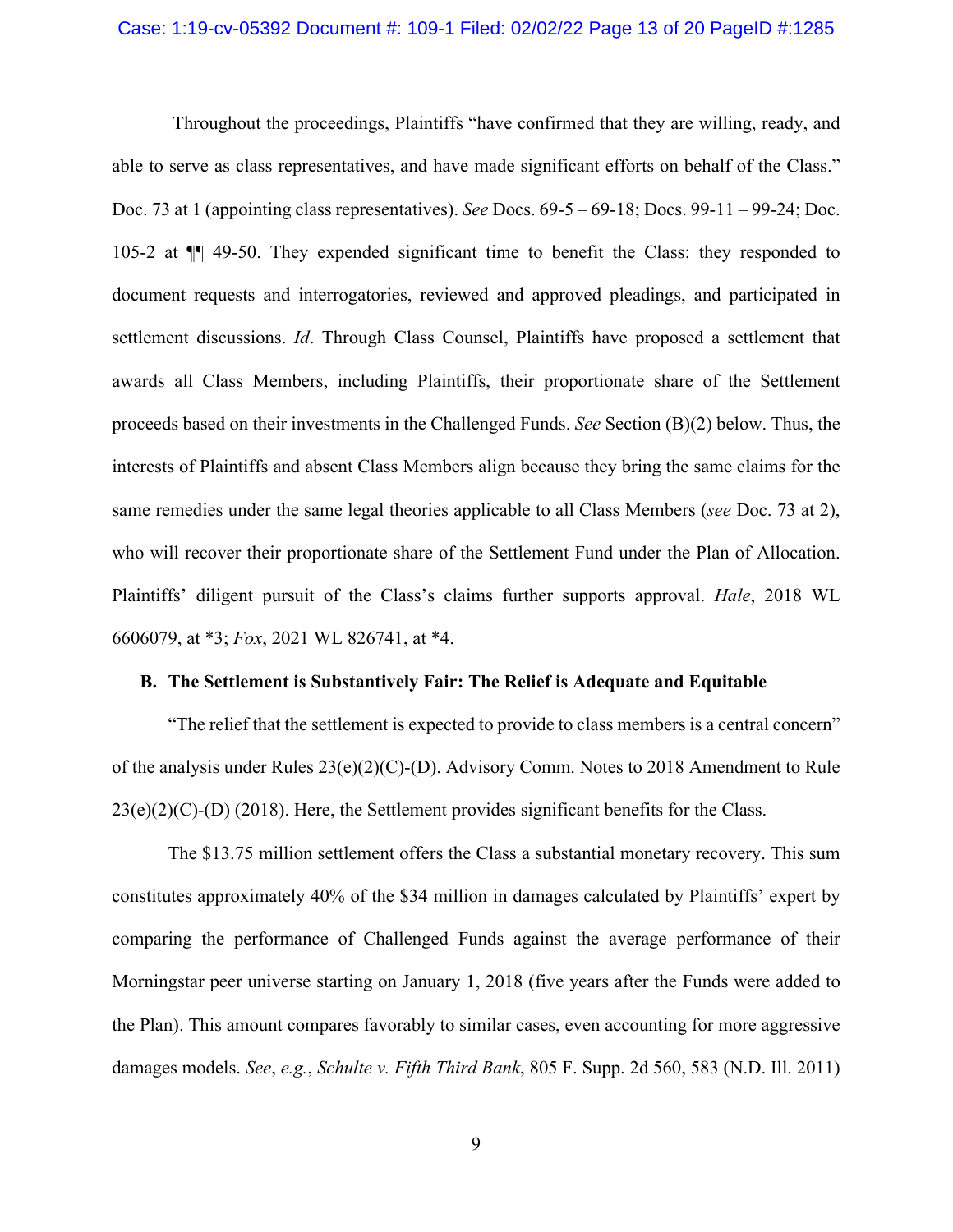Throughout the proceedings, Plaintiffs "have confirmed that they are willing, ready, and able to serve as class representatives, and have made significant efforts on behalf of the Class." Doc. 73 at 1 (appointing class representatives). *See* Docs. 69-5 – 69-18; Docs. 99-11 – 99-24; Doc. 105-2 at ¶¶ 49-50. They expended significant time to benefit the Class: they responded to document requests and interrogatories, reviewed and approved pleadings, and participated in settlement discussions. *Id*. Through Class Counsel, Plaintiffs have proposed a settlement that awards all Class Members, including Plaintiffs, their proportionate share of the Settlement proceeds based on their investments in the Challenged Funds. *See* Section (B)(2) below. Thus, the interests of Plaintiffs and absent Class Members align because they bring the same claims for the same remedies under the same legal theories applicable to all Class Members (*see* Doc. 73 at 2), who will recover their proportionate share of the Settlement Fund under the Plan of Allocation. Plaintiffs' diligent pursuit of the Class's claims further supports approval. *Hale*, 2018 WL 6606079, at *3; *Fox*, 2021 WL 826741, at *4.

### B. The Settlement is Substantively Fair: The Relief is Adequate and Equitable

"The relief that the settlement is expected to provide to class members is a central concern" of the analysis under Rules 23(e)(2)(C)-(D). Advisory Comm. Notes to 2018 Amendment to Rule 23(e)(2)(C)-(D) (2018). Here, the Settlement provides significant benefits for the Class.

The $13.75 million settlement offers the Class a substantial monetary recovery. This sum constitutes approximately 40% of the $34 million in damages calculated by Plaintiffs' expert by comparing the performance of Challenged Funds against the average performance of their Morningstar peer universe starting on January 1, 2018 (five years after the Funds were added to the Plan). This amount compares favorably to similar cases, even accounting for more aggressive damages models. *See*, *e.g.*, *Schulte v. Fifth Third Bank*, 805 F. Supp. 2d 560, 583 (N.D. Ill. 2011)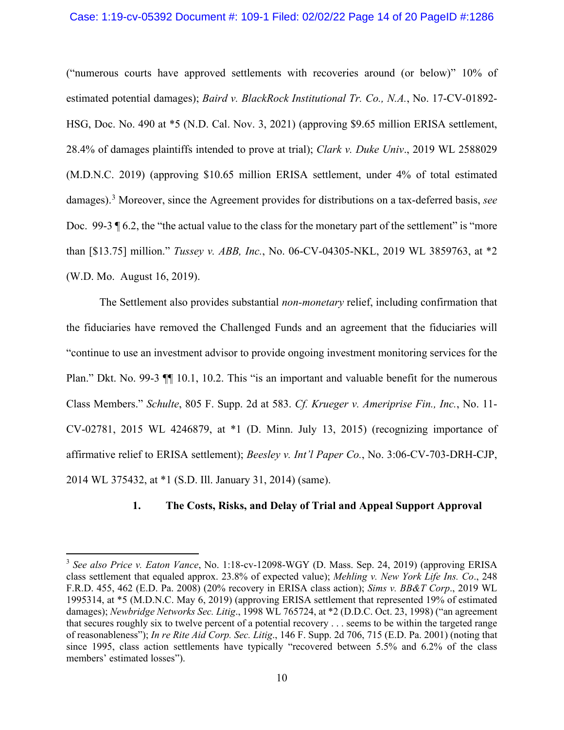("numerous courts have approved settlements with recoveries around (or below)" 10% of estimated potential damages); *Baird v. BlackRock Institutional Tr. Co., N.A.*, No. 17-CV-01892-HSG, Doc. No. 490 at *5 (N.D. Cal. Nov. 3, 2021) (approving $9.65 million ERISA settlement, 28.4% of damages plaintiffs intended to prove at trial); *Clark v. Duke Univ*., 2019 WL 2588029 (M.D.N.C. 2019) (approving $10.65 million ERISA settlement, under 4% of total estimated damages).[3] Moreover, since the Agreement provides for distributions on a tax-deferred basis, *see* Doc. 99-3 ¶ 6.2, the "the actual value to the class for the monetary part of the settlement" is "more than [$13.75] million." *Tussey v. ABB, Inc.*, No. 06-CV-04305-NKL, 2019 WL 3859763, at *2 (W.D. Mo. August 16, 2019).

The Settlement also provides substantial *non-monetary* relief, including confirmation that the fiduciaries have removed the Challenged Funds and an agreement that the fiduciaries will "continue to use an investment advisor to provide ongoing investment monitoring services for the Plan." Dkt. No. 99-3 ¶¶ 10.1, 10.2. This "is an important and valuable benefit for the numerous Class Members." *Schulte*, 805 F. Supp. 2d at 583. *Cf. Krueger v. Ameriprise Fin., Inc.*, No. 11-CV-02781, 2015 WL 4246879, at *1 (D. Minn. July 13, 2015) (recognizing importance of affirmative relief to ERISA settlement); *Beesley v. Int'l Paper Co.*, No. 3:06-CV-703-DRH-CJP, 2014 WL 375432, at *1 (S.D. Ill. January 31, 2014) (same).

**1. The Costs, Risks, and Delay of Trial and Appeal Support Approval**

[3] *See also Price v. Eaton Vance*, No. 1:18-cv-12098-WGY (D. Mass. Sep. 24, 2019) (approving ERISA class settlement that equaled approx. 23.8% of expected value); *Mehling v. New York Life Ins. Co*., 248 F.R.D. 455, 462 (E.D. Pa. 2008) (20% recovery in ERISA class action); *Sims v. BB&T Corp*., 2019 WL 1995314, at *5 (M.D.N.C. May 6, 2019) (approving ERISA settlement that represented 19% of estimated damages); *Newbridge Networks Sec. Litig*., 1998 WL 765724, at *2 (D.D.C. Oct. 23, 1998) ("an agreement that secures roughly six to twelve percent of a potential recovery . . . seems to be within the targeted range of reasonableness"); *In re Rite Aid Corp. Sec. Litig*., 146 F. Supp. 2d 706, 715 (E.D. Pa. 2001) (noting that since 1995, class action settlements have typically "recovered between 5.5% and 6.2% of the class members' estimated losses").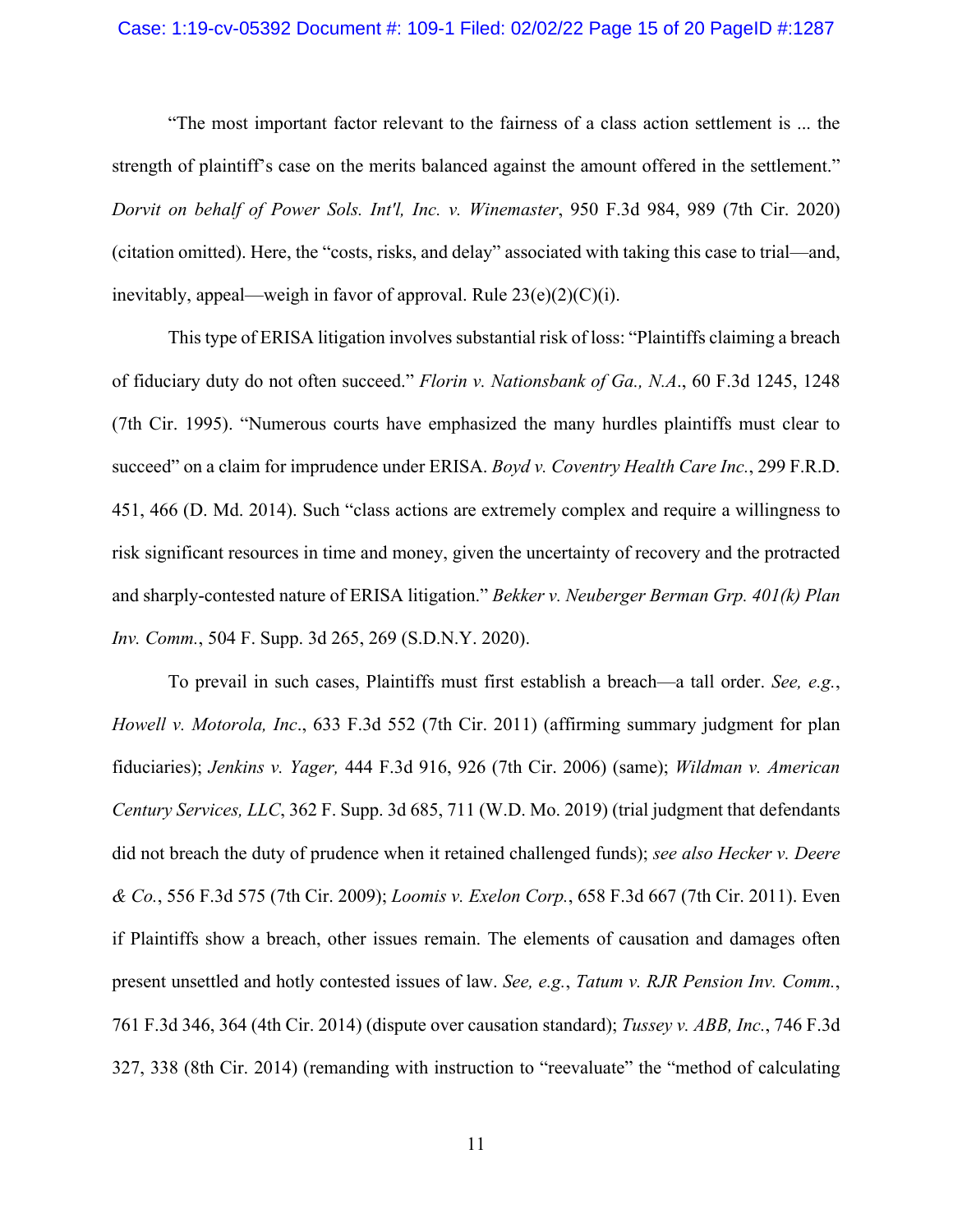"The most important factor relevant to the fairness of a class action settlement is ... the strength of plaintiff's case on the merits balanced against the amount offered in the settlement." *Dorvit on behalf of Power Sols. Int'l, Inc. v. Winemaster*, 950 F.3d 984, 989 (7th Cir. 2020) (citation omitted). Here, the "costs, risks, and delay" associated with taking this case to trial—and, inevitably, appeal—weigh in favor of approval. Rule 23(e)(2)(C)(i).

This type of ERISA litigation involves substantial risk of loss: "Plaintiffs claiming a breach of fiduciary duty do not often succeed." *Florin v. Nationsbank of Ga., N.A.*, 60 F.3d 1245, 1248 (7th Cir. 1995). "Numerous courts have emphasized the many hurdles plaintiffs must clear to succeed" on a claim for imprudence under ERISA. *Boyd v. Coventry Health Care Inc.*, 299 F.R.D. 451, 466 (D. Md. 2014). Such "class actions are extremely complex and require a willingness to risk significant resources in time and money, given the uncertainty of recovery and the protracted and sharply-contested nature of ERISA litigation." *Bekker v. Neuberger Berman Grp. 401(k) Plan Inv. Comm.*, 504 F. Supp. 3d 265, 269 (S.D.N.Y. 2020).

To prevail in such cases, Plaintiffs must first establish a breach—a tall order. *See, e.g.*, *Howell v. Motorola, Inc*., 633 F.3d 552 (7th Cir. 2011) (affirming summary judgment for plan fiduciaries); *Jenkins v. Yager,* 444 F.3d 916, 926 (7th Cir. 2006) (same); *Wildman v. American Century Services, LLC*, 362 F. Supp. 3d 685, 711 (W.D. Mo. 2019) (trial judgment that defendants did not breach the duty of prudence when it retained challenged funds); *see also Hecker v. Deere & Co.*, 556 F.3d 575 (7th Cir. 2009); *Loomis v. Exelon Corp.*, 658 F.3d 667 (7th Cir. 2011). Even if Plaintiffs show a breach, other issues remain. The elements of causation and damages often present unsettled and hotly contested issues of law. *See, e.g.*, *Tatum v. RJR Pension Inv. Comm.*, 761 F.3d 346, 364 (4th Cir. 2014) (dispute over causation standard); *Tussey v. ABB, Inc.*, 746 F.3d 327, 338 (8th Cir. 2014) (remanding with instruction to "reevaluate" the "method of calculating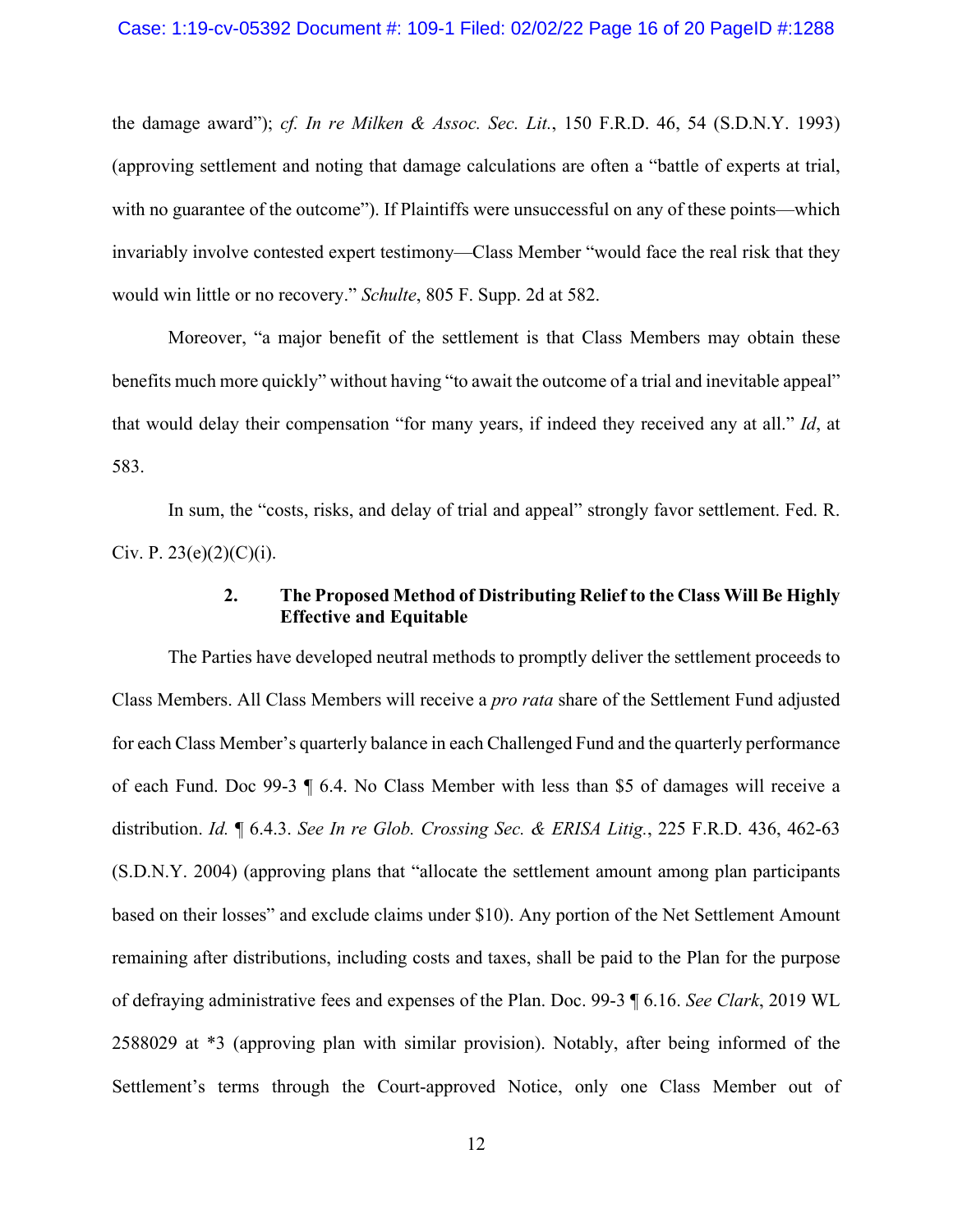the damage award"); *cf. In re Milken & Assoc. Sec. Lit.*, 150 F.R.D. 46, 54 (S.D.N.Y. 1993) (approving settlement and noting that damage calculations are often a "battle of experts at trial, with no guarantee of the outcome"). If Plaintiffs were unsuccessful on any of these points—which invariably involve contested expert testimony—Class Member "would face the real risk that they would win little or no recovery." *Schulte*, 805 F. Supp. 2d at 582.

Moreover, "a major benefit of the settlement is that Class Members may obtain these benefits much more quickly" without having "to await the outcome of a trial and inevitable appeal" that would delay their compensation "for many years, if indeed they received any at all." *Id*, at 583.

In sum, the "costs, risks, and delay of trial and appeal" strongly favor settlement. Fed. R. Civ. P. 23(e)(2)(C)(i).

### 2. The Proposed Method of Distributing Relief to the Class Will Be Highly Effective and Equitable

The Parties have developed neutral methods to promptly deliver the settlement proceeds to Class Members. All Class Members will receive a *pro rata* share of the Settlement Fund adjusted for each Class Member's quarterly balance in each Challenged Fund and the quarterly performance of each Fund. Doc 99-3 ¶ 6.4. No Class Member with less than $5 of damages will receive a distribution. *Id.* ¶ 6.4.3. *See In re Glob. Crossing Sec. & ERISA Litig.*, 225 F.R.D. 436, 462-63 (S.D.N.Y. 2004) (approving plans that "allocate the settlement amount among plan participants based on their losses" and exclude claims under $10). Any portion of the Net Settlement Amount remaining after distributions, including costs and taxes, shall be paid to the Plan for the purpose of defraying administrative fees and expenses of the Plan. Doc. 99-3 ¶ 6.16. *See Clark*, 2019 WL 2588029 at *3 (approving plan with similar provision). Notably, after being informed of the Settlement's terms through the Court-approved Notice, only one Class Member out of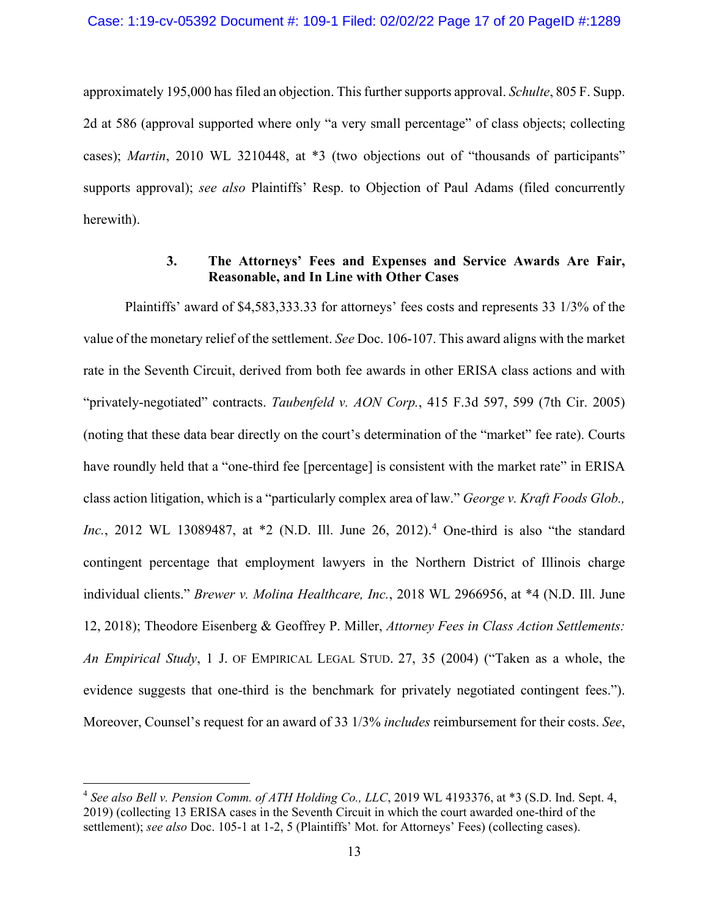approximately 195,000 has filed an objection. This further supports approval. *Schulte*, 805 F. Supp. 2d at 586 (approval supported where only "a very small percentage" of class objects; collecting cases); *Martin*, 2010 WL 3210448, at *3 (two objections out of "thousands of participants" supports approval); *see also* Plaintiffs' Resp. to Objection of Paul Adams (filed concurrently herewith).

### 3. The Attorneys' Fees and Expenses and Service Awards Are Fair, Reasonable, and In Line with Other Cases

Plaintiffs' award of $4,583,333.33 for attorneys' fees costs and represents 33 1/3% of the value of the monetary relief of the settlement. *See* Doc. 106-107. This award aligns with the market rate in the Seventh Circuit, derived from both fee awards in other ERISA class actions and with "privately-negotiated" contracts. *Taubenfeld v. AON Corp.*, 415 F.3d 597, 599 (7th Cir. 2005) (noting that these data bear directly on the court's determination of the "market" fee rate). Courts have roundly held that a "one-third fee [percentage] is consistent with the market rate" in ERISA class action litigation, which is a "particularly complex area of law." *George v. Kraft Foods Glob., Inc.*, 2012 WL 13089487, at *2 (N.D. Ill. June 26, 2012).[4] One-third is also "the standard contingent percentage that employment lawyers in the Northern District of Illinois charge individual clients." *Brewer v. Molina Healthcare, Inc.*, 2018 WL 2966956, at *4 (N.D. Ill. June 12, 2018); Theodore Eisenberg & Geoffrey P. Miller, *Attorney Fees in Class Action Settlements: An Empirical Study*, 1 J. OF EMPIRICAL LEGAL STUD. 27, 35 (2004) ("Taken as a whole, the evidence suggests that one-third is the benchmark for privately negotiated contingent fees."). Moreover, Counsel's request for an award of 33 1/3% *includes* reimbursement for their costs. *See*,

---

[4] *See also Bell v. Pension Comm. of ATH Holding Co., LLC*, 2019 WL 4193376, at *3 (S.D. Ind. Sept. 4, 2019) (collecting 13 ERISA cases in the Seventh Circuit in which the court awarded one-third of the settlement); *see also* Doc. 105-1 at 1-2, 5 (Plaintiffs' Mot. for Attorneys' Fees) (collecting cases).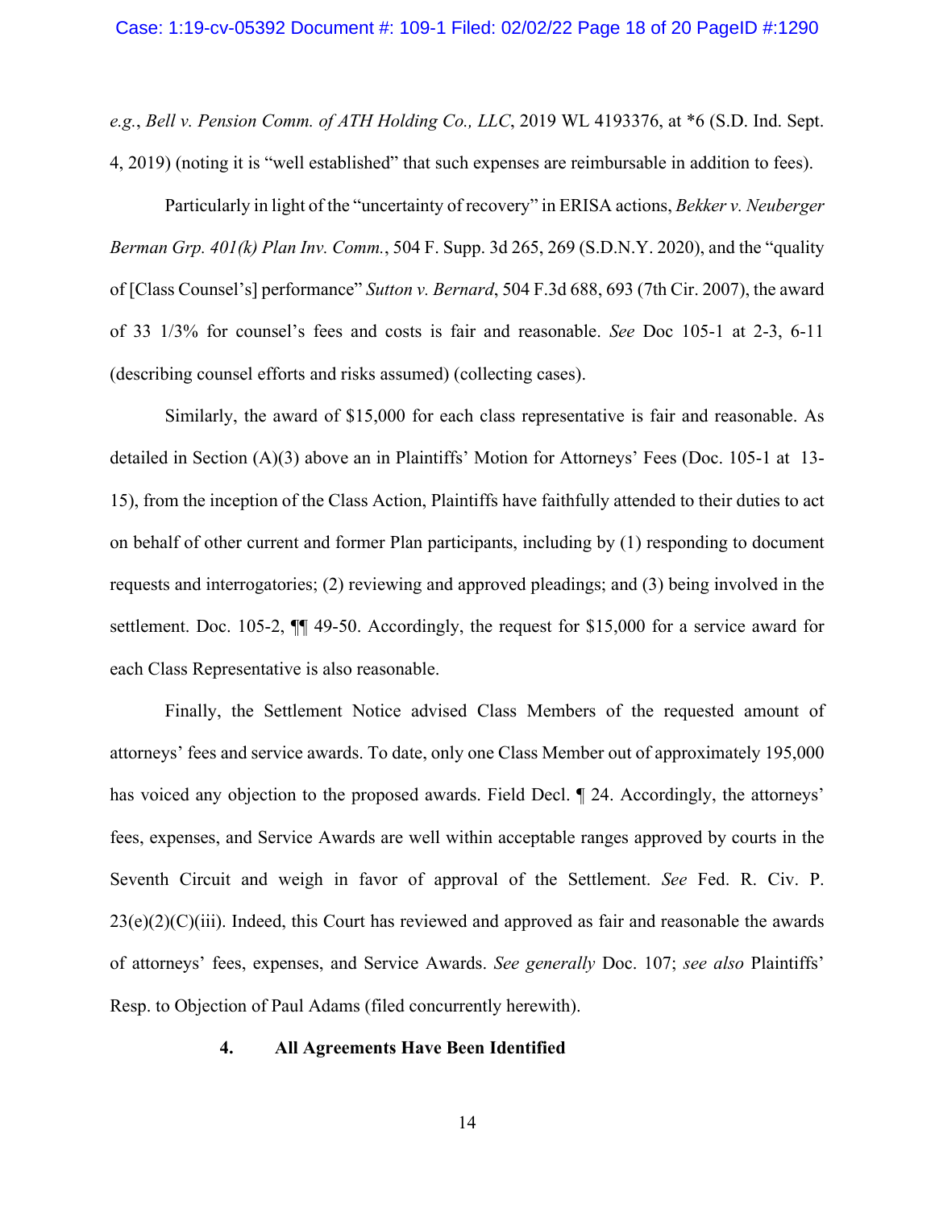*e.g.*, *Bell v. Pension Comm. of ATH Holding Co., LLC*, 2019 WL 4193376, at *6 (S.D. Ind. Sept. 4, 2019) (noting it is "well established" that such expenses are reimbursable in addition to fees).

Particularly in light of the "uncertainty of recovery" in ERISA actions, *Bekker v. Neuberger Berman Grp. 401(k) Plan Inv. Comm.*, 504 F. Supp. 3d 265, 269 (S.D.N.Y. 2020), and the "quality of [Class Counsel's] performance" *Sutton v. Bernard*, 504 F.3d 688, 693 (7th Cir. 2007), the award of 33 1/3% for counsel's fees and costs is fair and reasonable. *See* Doc 105-1 at 2-3, 6-11 (describing counsel efforts and risks assumed) (collecting cases).

Similarly, the award of $15,000 for each class representative is fair and reasonable. As detailed in Section (A)(3) above an in Plaintiffs' Motion for Attorneys' Fees (Doc. 105-1 at 13-15), from the inception of the Class Action, Plaintiffs have faithfully attended to their duties to act on behalf of other current and former Plan participants, including by (1) responding to document requests and interrogatories; (2) reviewing and approved pleadings; and (3) being involved in the settlement. Doc. 105-2, ¶¶ 49-50. Accordingly, the request for $15,000 for a service award for each Class Representative is also reasonable.

Finally, the Settlement Notice advised Class Members of the requested amount of attorneys' fees and service awards. To date, only one Class Member out of approximately 195,000 has voiced any objection to the proposed awards. Field Decl. ¶ 24. Accordingly, the attorneys' fees, expenses, and Service Awards are well within acceptable ranges approved by courts in the Seventh Circuit and weigh in favor of approval of the Settlement. *See* Fed. R. Civ. P. 23(e)(2)(C)(iii). Indeed, this Court has reviewed and approved as fair and reasonable the awards of attorneys' fees, expenses, and Service Awards. *See generally* Doc. 107; *see also* Plaintiffs' Resp. to Objection of Paul Adams (filed concurrently herewith).

#### 4. All Agreements Have Been Identified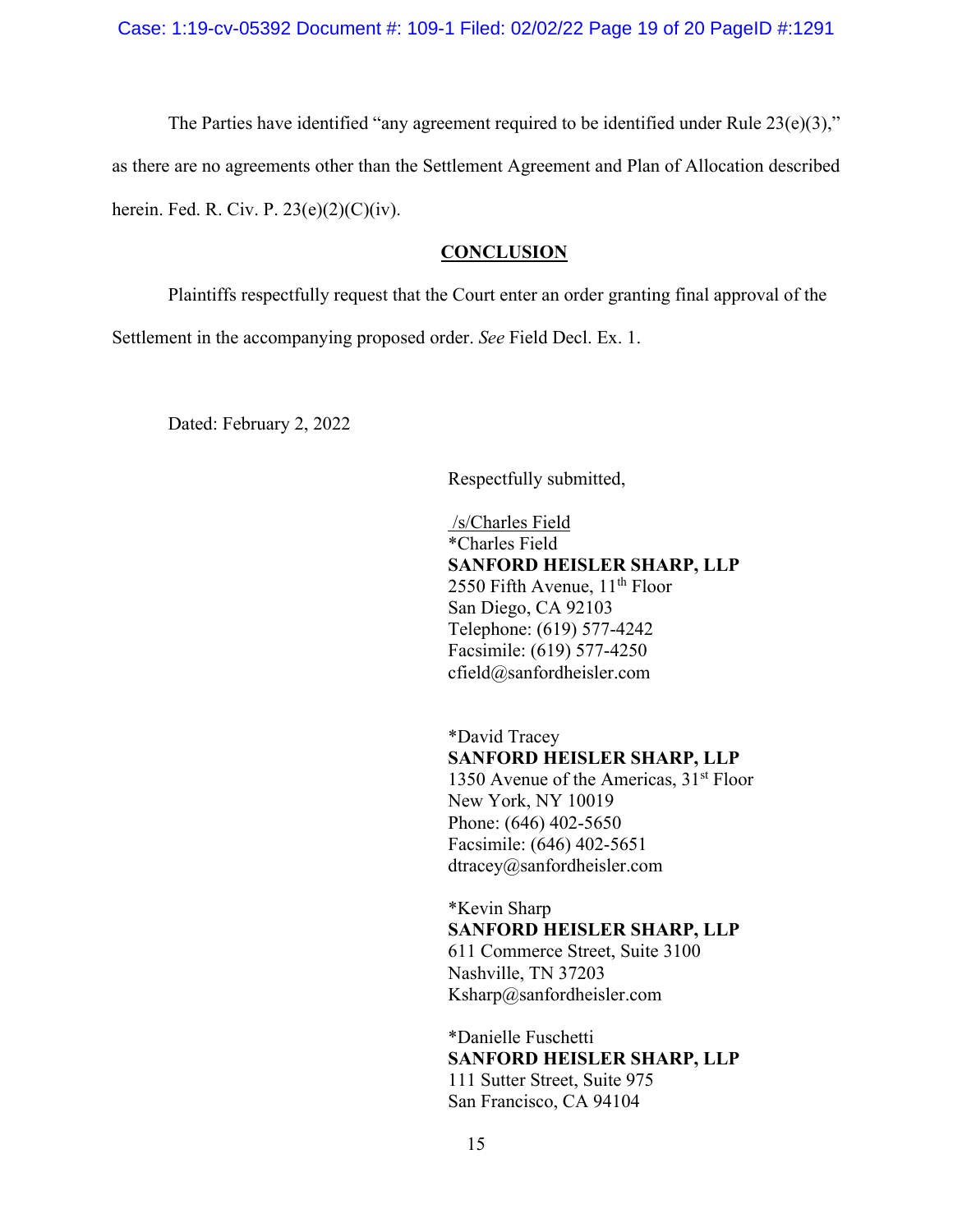The Parties have identified "any agreement required to be identified under Rule 23(e)(3)," as there are no agreements other than the Settlement Agreement and Plan of Allocation described herein. Fed. R. Civ. P. 23(e)(2)(C)(iv).

## CONCLUSION

Plaintiffs respectfully request that the Court enter an order granting final approval of the Settlement in the accompanying proposed order. *See* Field Decl. Ex. 1.

Dated: February 2, 2022

Respectfully submitted,

/s/Charles Field
*Charles Field
**SANFORD HEISLER SHARP, LLP**
2550 Fifth Avenue, 11th Floor
San Diego, CA 92103
Telephone: (619) 577-4242
Facsimile: (619) 577-4250
cfield@sanfordheisler.com

*David Tracey
**SANFORD HEISLER SHARP, LLP**
1350 Avenue of the Americas, 31st Floor
New York, NY 10019
Phone: (646) 402-5650
Facsimile: (646) 402-5651
dtracey@sanfordheisler.com

*Kevin Sharp
**SANFORD HEISLER SHARP, LLP**
611 Commerce Street, Suite 3100
Nashville, TN 37203
Ksharp@sanfordheisler.com

*Danielle Fuschetti
**SANFORD HEISLER SHARP, LLP**
111 Sutter Street, Suite 975
San Francisco, CA 94104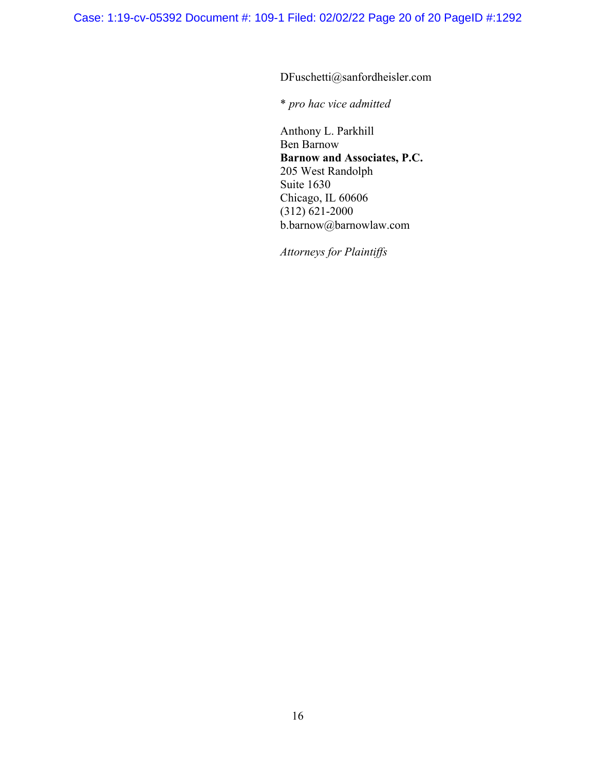DFuschetti@sanfordheisler.com

* *pro hac vice admitted*

Anthony L. Parkhill
Ben Barnow
**Barnow and Associates, P.C.**
205 West Randolph
Suite 1630
Chicago, IL 60606
(312) 621-2000
b.barnow@barnowlaw.com

*Attorneys for Plaintiffs*